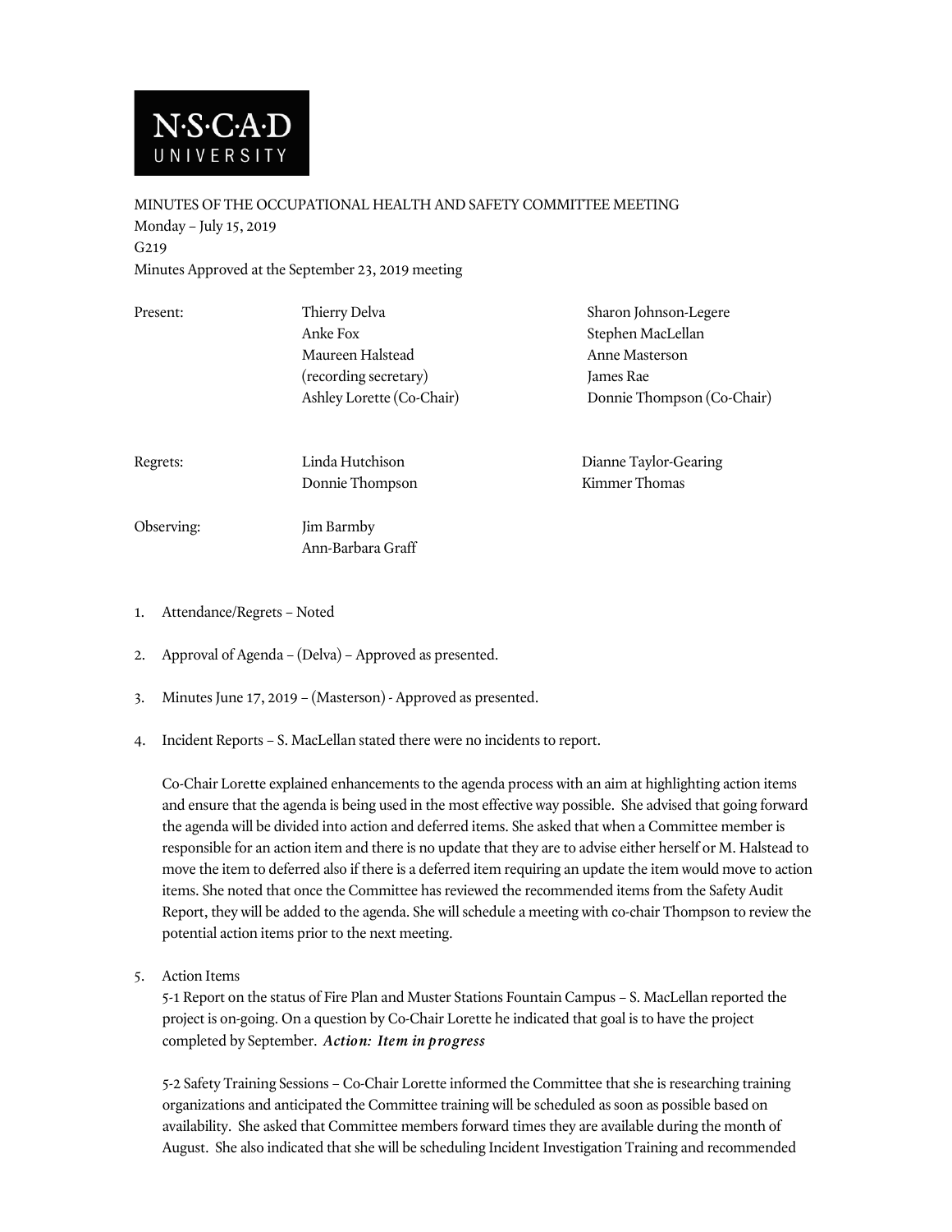N·S·C·A·D UNIVERSITY

MINUTES OF THE OCCUPATIONAL HEALTH AND SAFETY COMMITTEE MEETING
Monday – July 15, 2019
G219
Minutes Approved at the September 23, 2019 meeting

| | | |
|---|---|---|
| Present: | Thierry Delva | Sharon Johnson-Legere |
| | Anke Fox | Stephen MacLellan |
| | Maureen Halstead (recording secretary) | Anne Masterson |
| | | James Rae |
| | Ashley Lorette (Co-Chair) | Donnie Thompson (Co-Chair) |
| Regrets: | Linda Hutchison | Dianne Taylor-Gearing |
| | Donnie Thompson | Kimmer Thomas |
| Observing: | Jim Barmby | |
| | Ann-Barbara Graff | |

1. Attendance/Regrets – Noted

2. Approval of Agenda – (Delva) – Approved as presented.

3. Minutes June 17, 2019 – (Masterson) - Approved as presented.

4. Incident Reports – S. MacLellan stated there were no incidents to report.

   Co-Chair Lorette explained enhancements to the agenda process with an aim at highlighting action items and ensure that the agenda is being used in the most effective way possible. She advised that going forward the agenda will be divided into action and deferred items. She asked that when a Committee member is responsible for an action item and there is no update that they are to advise either herself or M. Halstead to move the item to deferred also if there is a deferred item requiring an update the item would move to action items. She noted that once the Committee has reviewed the recommended items from the Safety Audit Report, they will be added to the agenda. She will schedule a meeting with co-chair Thompson to review the potential action items prior to the next meeting.

5. Action Items

   5-1 Report on the status of Fire Plan and Muster Stations Fountain Campus – S. MacLellan reported the project is on-going. On a question by Co-Chair Lorette he indicated that goal is to have the project completed by September. ***Action: Item in progress***

   5-2 Safety Training Sessions – Co-Chair Lorette informed the Committee that she is researching training organizations and anticipated the Committee training will be scheduled as soon as possible based on availability. She asked that Committee members forward times they are available during the month of August. She also indicated that she will be scheduling Incident Investigation Training and recommended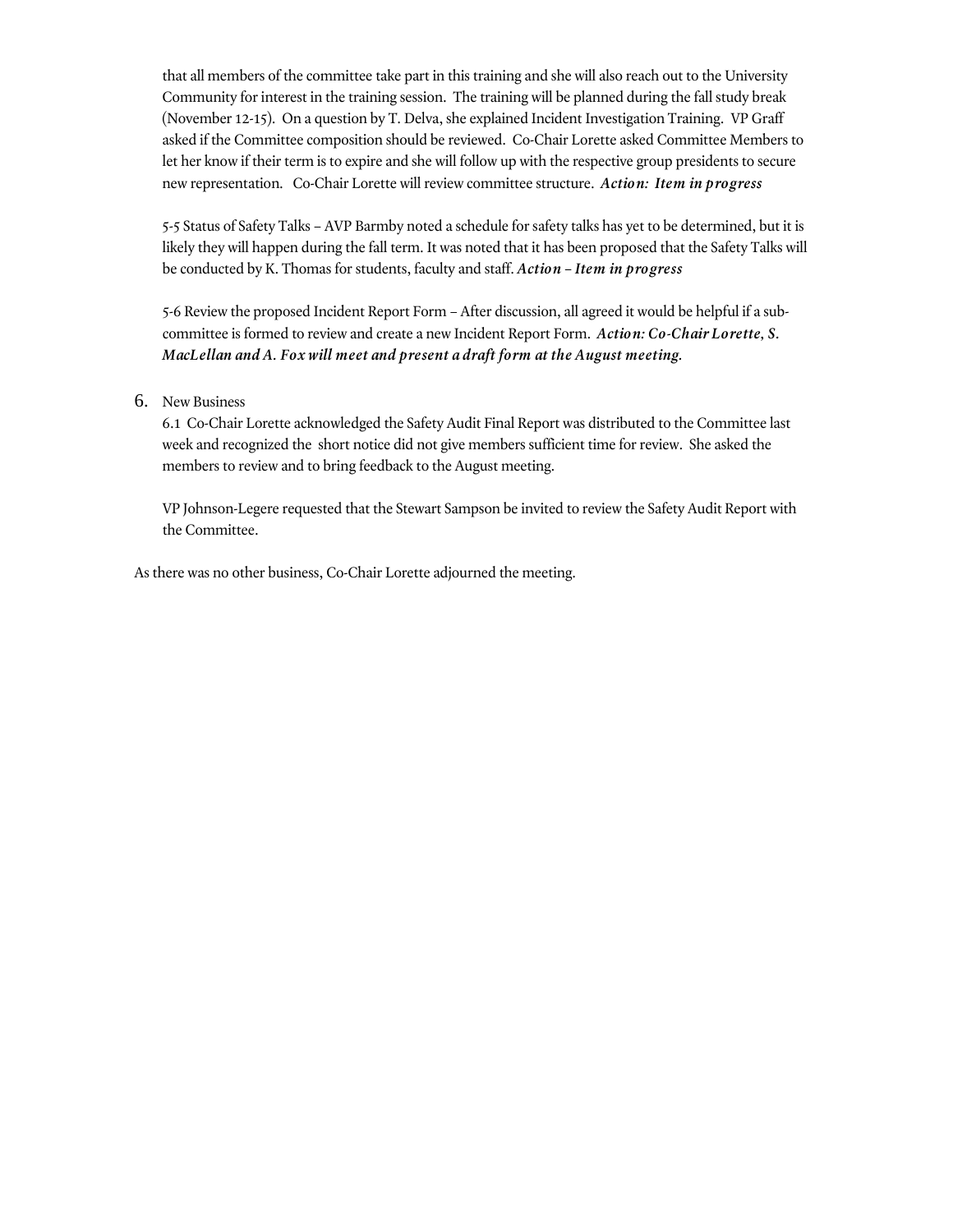that all members of the committee take part in this training and she will also reach out to the University Community for interest in the training session. The training will be planned during the fall study break (November 12-15). On a question by T. Delva, she explained Incident Investigation Training. VP Graff asked if the Committee composition should be reviewed. Co-Chair Lorette asked Committee Members to let her know if their term is to expire and she will follow up with the respective group presidents to secure new representation. Co-Chair Lorette will review committee structure. ***Action: Item in progress***

5-5 Status of Safety Talks – AVP Barmby noted a schedule for safety talks has yet to be determined, but it is likely they will happen during the fall term. It was noted that it has been proposed that the Safety Talks will be conducted by K. Thomas for students, faculty and staff. ***Action – Item in progress***

5-6 Review the proposed Incident Report Form – After discussion, all agreed it would be helpful if a sub-committee is formed to review and create a new Incident Report Form. ***Action: Co-Chair Lorette, S. MacLellan and A. Fox will meet and present a draft form at the August meeting.***

6. New Business

6.1 Co-Chair Lorette acknowledged the Safety Audit Final Report was distributed to the Committee last week and recognized the short notice did not give members sufficient time for review. She asked the members to review and to bring feedback to the August meeting.

VP Johnson-Legere requested that the Stewart Sampson be invited to review the Safety Audit Report with the Committee.

As there was no other business, Co-Chair Lorette adjourned the meeting.